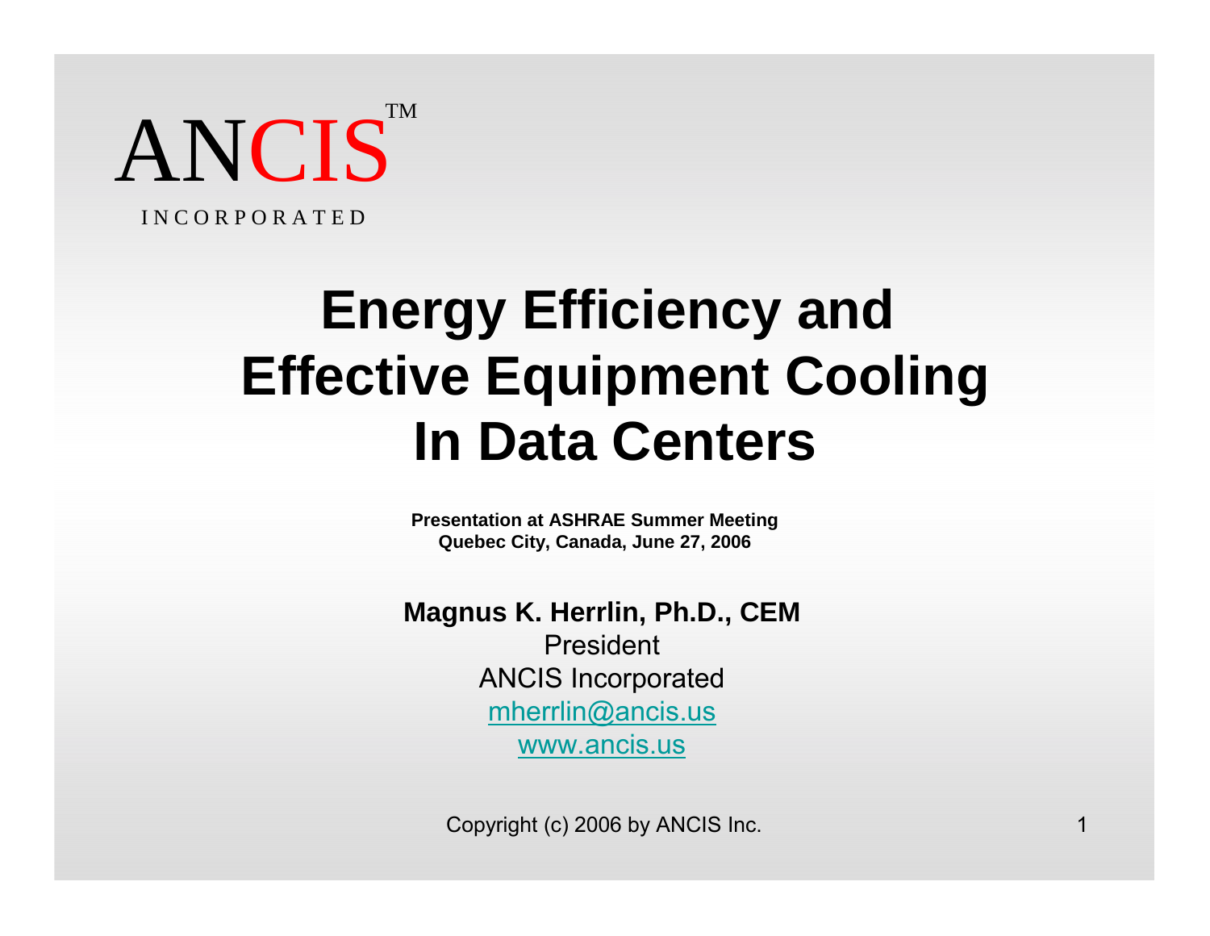ANCIS™

INCORPORATED

# Energy Efficiency and Effective Equipment Cooling In Data Centers

**Presentation at ASHRAE Summer Meeting**
**Quebec City, Canada, June 27, 2006**

**Magnus K. Herrlin, Ph.D., CEM**
President
ANCIS Incorporated
mherrlin@ancis.us
www.ancis.us

Copyright (c) 2006 by ANCIS Inc.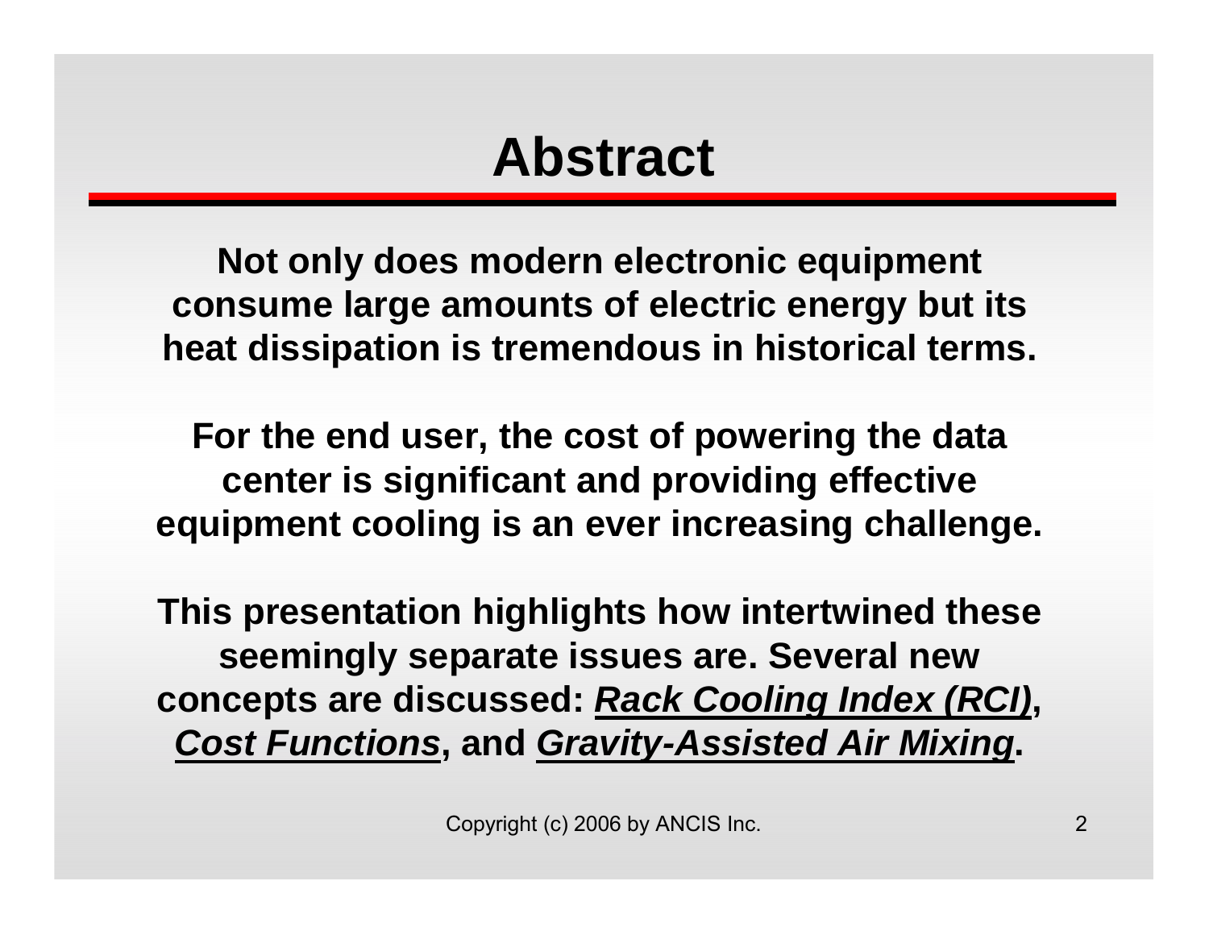# Abstract

**Not only does modern electronic equipment consume large amounts of electric energy but its heat dissipation is tremendous in historical terms.**

**For the end user, the cost of powering the data center is significant and providing effective equipment cooling is an ever increasing challenge.**

**This presentation highlights how intertwined these seemingly separate issues are. Several new concepts are discussed: *Rack Cooling Index (RCI)*, *Cost Functions*, and *Gravity-Assisted Air Mixing*.**

Copyright (c) 2006 by ANCIS Inc.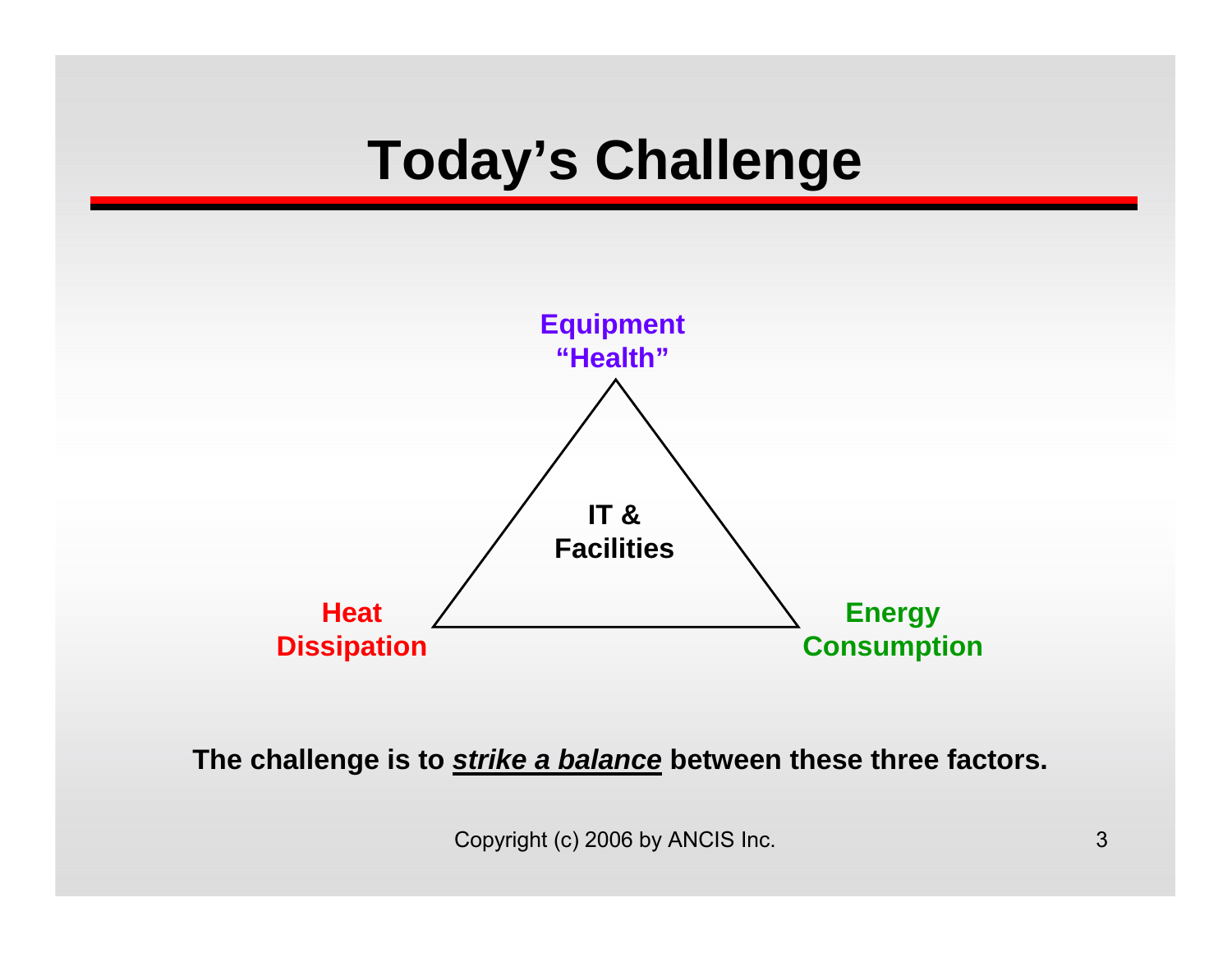# Today's Challenge

Equipment "Health"

IT & Facilities

Heat Dissipation

Energy Consumption

**The challenge is to *strike a balance* between these three factors.**

Copyright (c) 2006 by ANCIS Inc.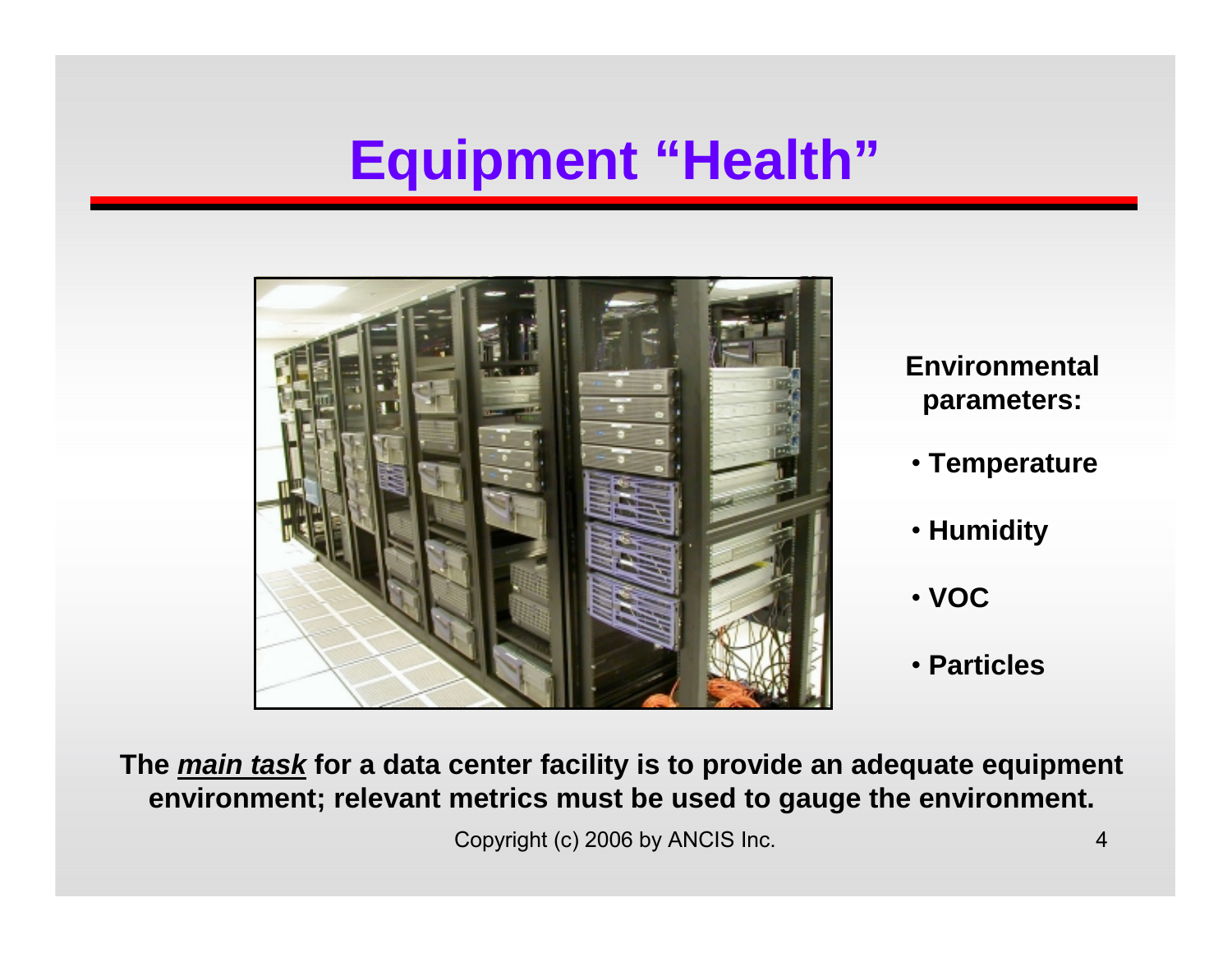# Equipment "Health"

**Environmental parameters:**

- **Temperature**
- **Humidity**
- **VOC**
- **Particles**

**The *main task* for a data center facility is to provide an adequate equipment environment; relevant metrics must be used to gauge the environment.**

Copyright (c) 2006 by ANCIS Inc.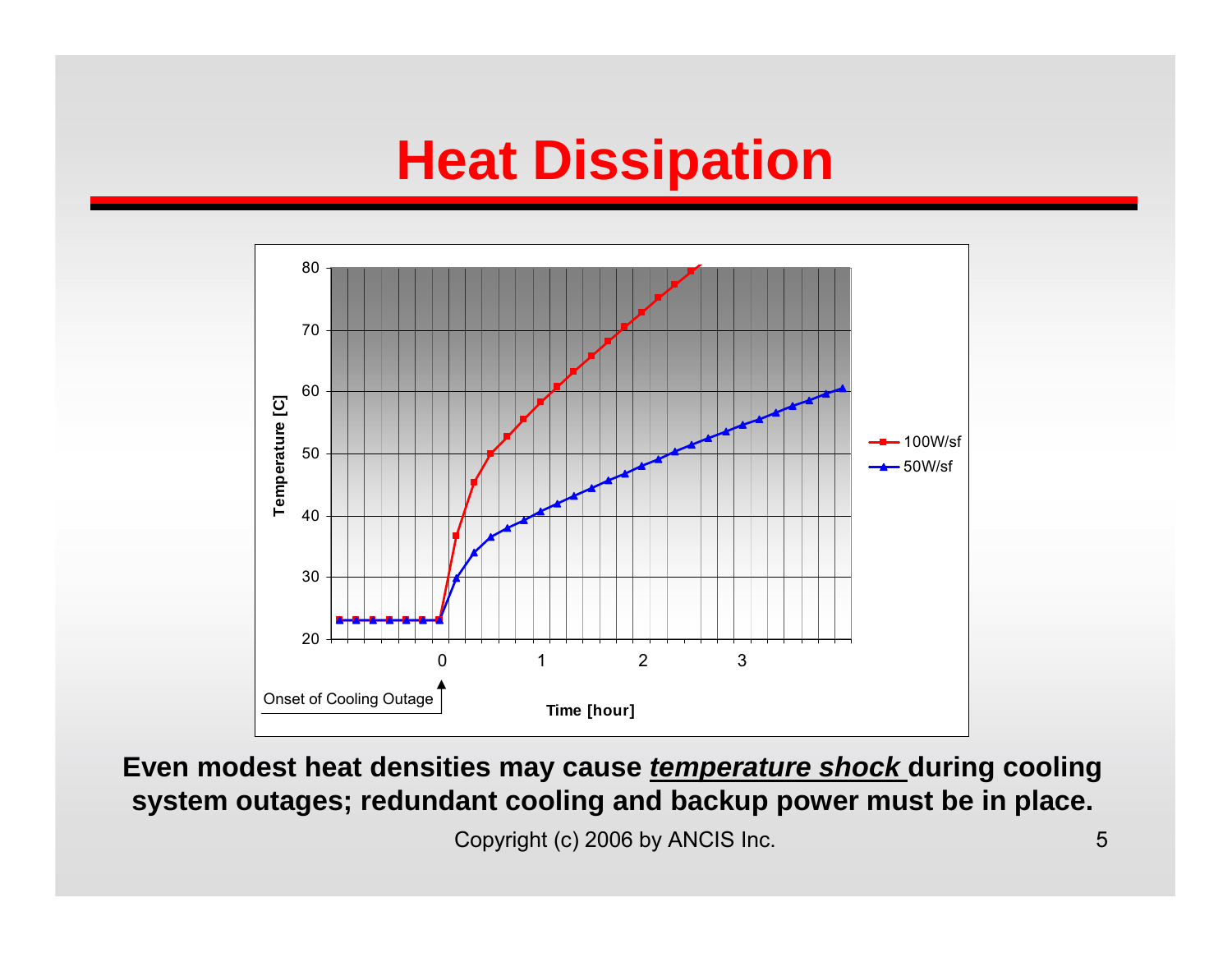# Heat Dissipation

Temperature [C]

80
70
60
50
40
30
20

0 1 2 3

Onset of Cooling Outage

Time [hour]

100W/sf
50W/sf

**Even modest heat densities may cause *temperature shock* during cooling system outages; redundant cooling and backup power must be in place.**

Copyright (c) 2006 by ANCIS Inc.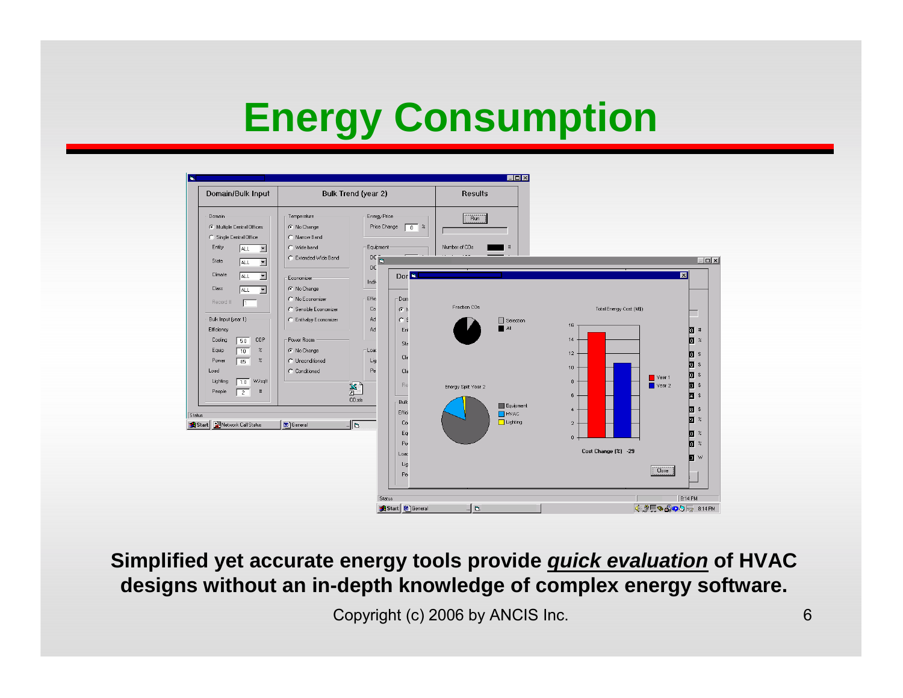# Energy Consumption

**Simplified yet accurate energy tools provide *quick evaluation* of HVAC designs without an in-depth knowledge of complex energy software.**

Copyright (c) 2006 by ANCIS Inc.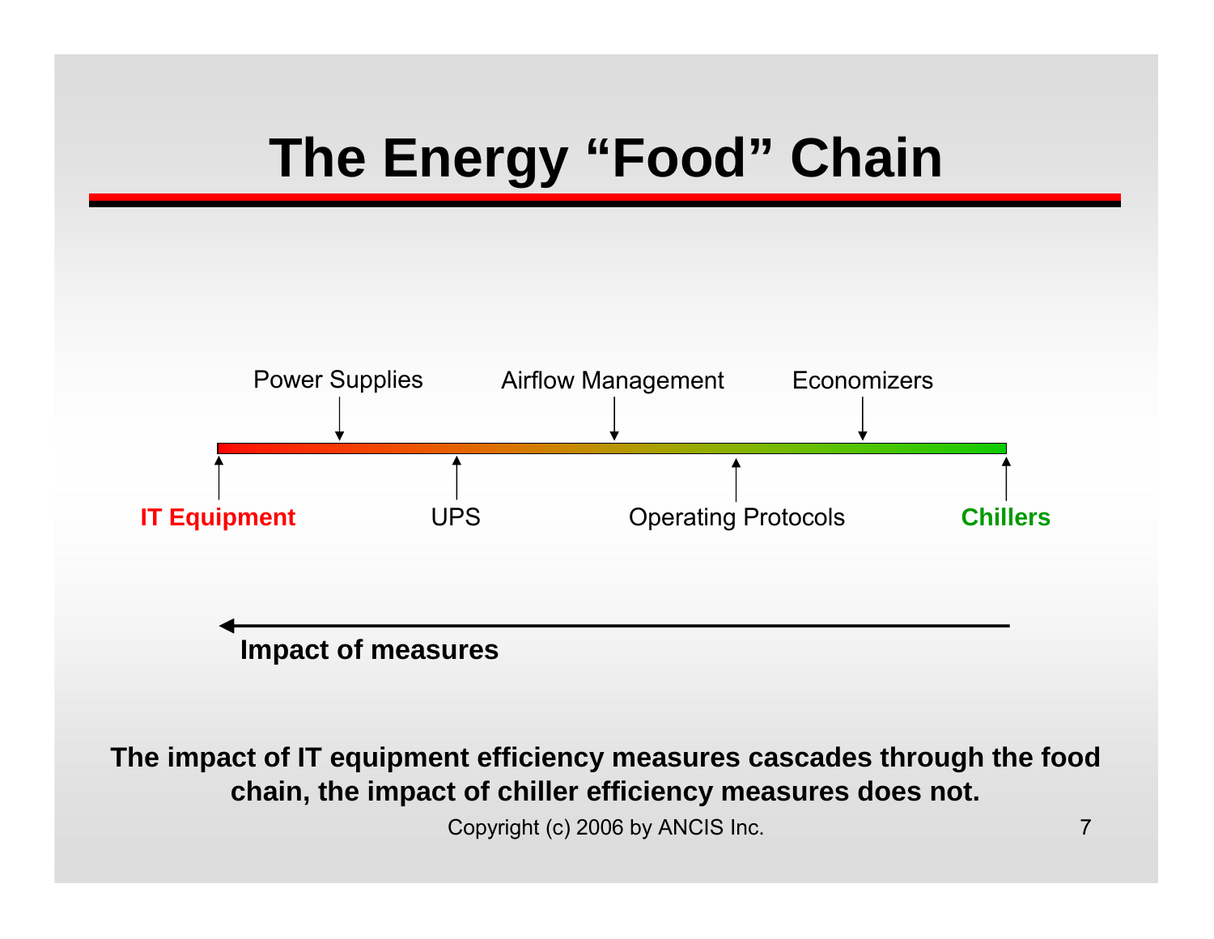# The Energy "Food" Chain

Power Supplies | Airflow Management | Economizers

IT Equipment | UPS | Operating Protocols | Chillers

**Impact of measures**

**The impact of IT equipment efficiency measures cascades through the food chain, the impact of chiller efficiency measures does not.**

Copyright (c) 2006 by ANCIS Inc.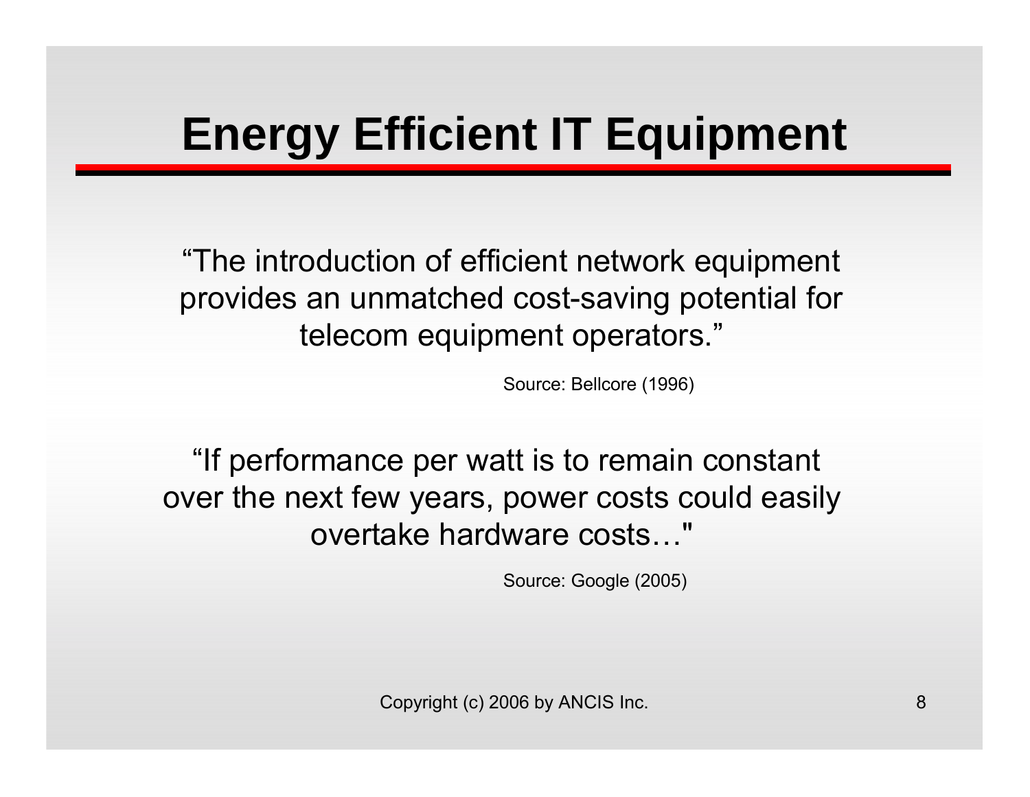# Energy Efficient IT Equipment

"The introduction of efficient network equipment provides an unmatched cost-saving potential for telecom equipment operators."

Source: Bellcore (1996)

"If performance per watt is to remain constant over the next few years, power costs could easily overtake hardware costs…"

Source: Google (2005)

Copyright (c) 2006 by ANCIS Inc.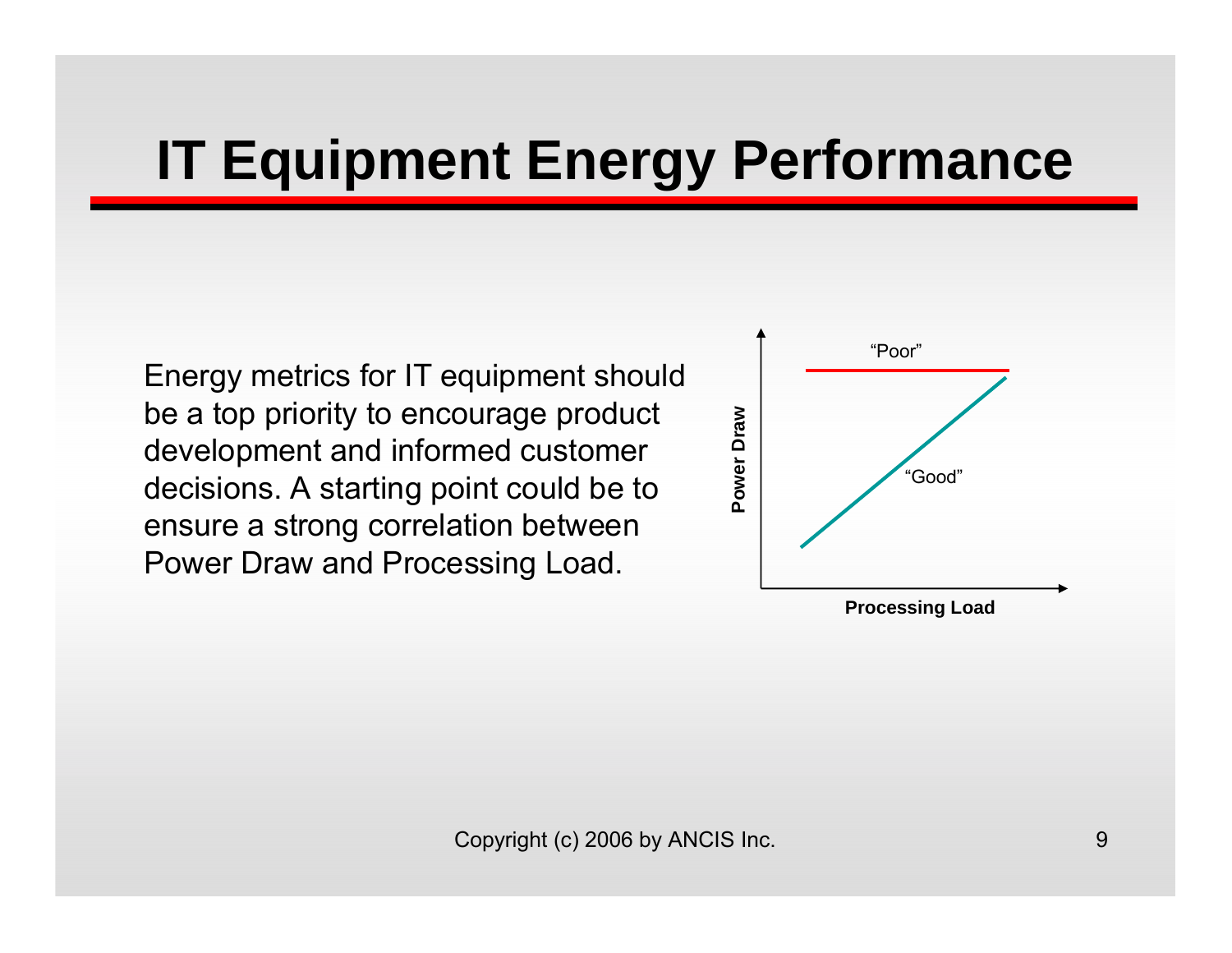# IT Equipment Energy Performance

Energy metrics for IT equipment should be a top priority to encourage product development and informed customer decisions. A starting point could be to ensure a strong correlation between Power Draw and Processing Load.

"Poor"

"Good"

Power Draw

Processing Load

Copyright (c) 2006 by ANCIS Inc.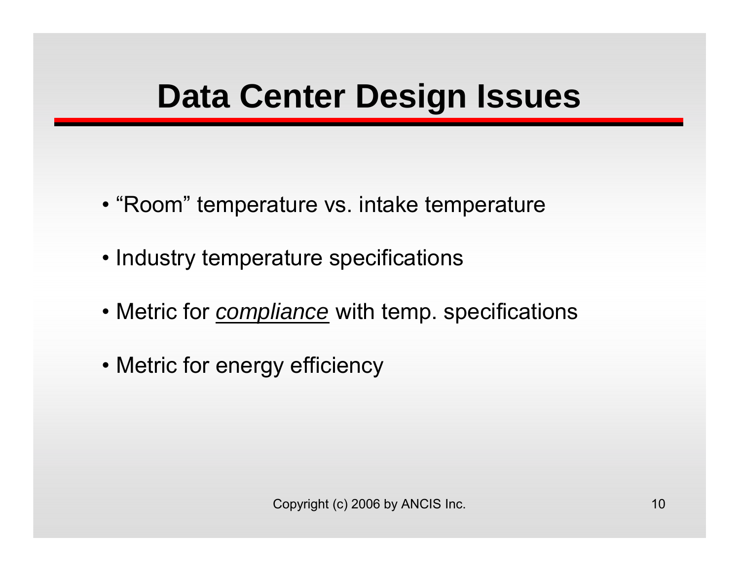# Data Center Design Issues

- "Room" temperature vs. intake temperature
- Industry temperature specifications
- Metric for <u>*compliance*</u> with temp. specifications
- Metric for energy efficiency

Copyright (c) 2006 by ANCIS Inc.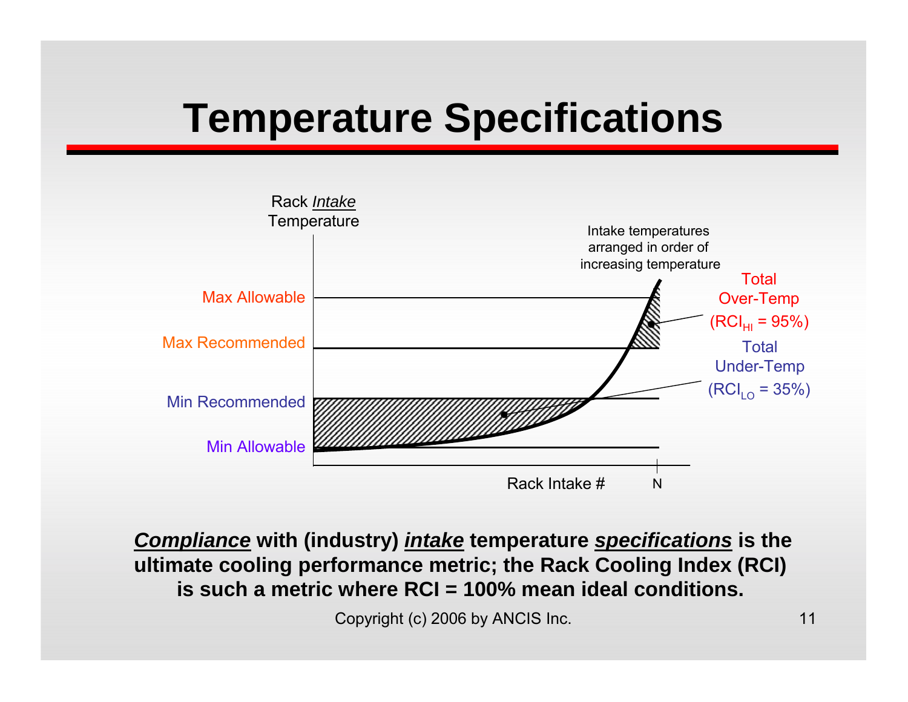# Temperature Specifications

Rack *Intake* Temperature

Intake temperatures arranged in order of increasing temperature

Max Allowable

Max Recommended

Min Recommended

Min Allowable

Total Over-Temp ($RCI_{HI}$ = 95%)

Total Under-Temp ($RCI_{LO}$ = 35%)

Rack Intake #

N

***Compliance*** **with (industry)** ***intake*** **temperature** ***specifications*** **is the ultimate cooling performance metric; the Rack Cooling Index (RCI) is such a metric where RCI = 100% mean ideal conditions.**

Copyright (c) 2006 by ANCIS Inc.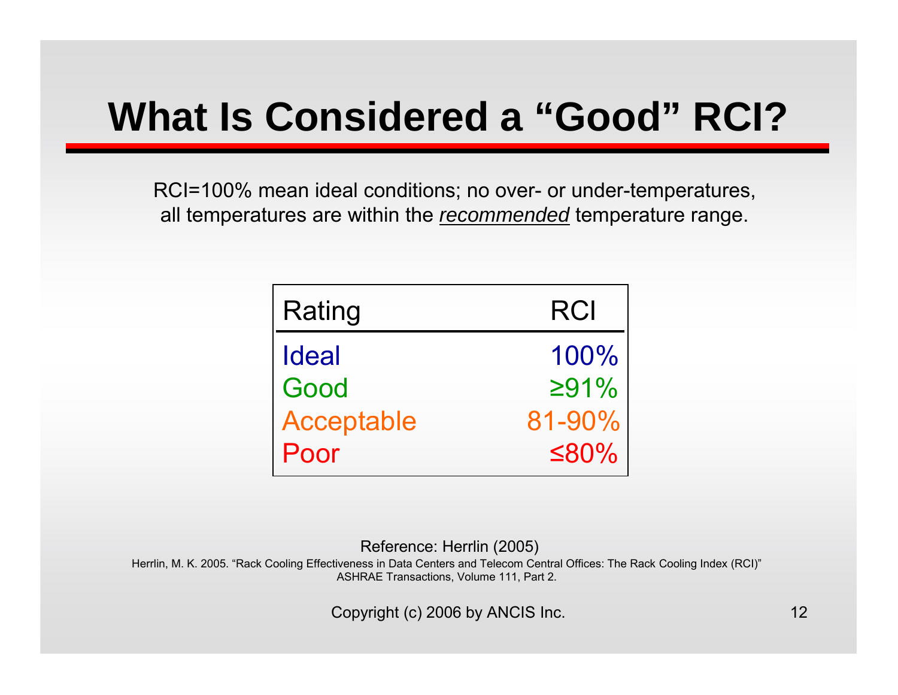# What Is Considered a "Good" RCI?

RCI=100% mean ideal conditions; no over- or under-temperatures, all temperatures are within the *recommended* temperature range.

| Rating | RCI |
|---|---|
| Ideal | 100% |
| Good | ≥91% |
| Acceptable | 81-90% |
| Poor | ≤80% |

Reference: Herrlin (2005)

Herrlin, M. K. 2005. "Rack Cooling Effectiveness in Data Centers and Telecom Central Offices: The Rack Cooling Index (RCI)" ASHRAE Transactions, Volume 111, Part 2.

Copyright (c) 2006 by ANCIS Inc.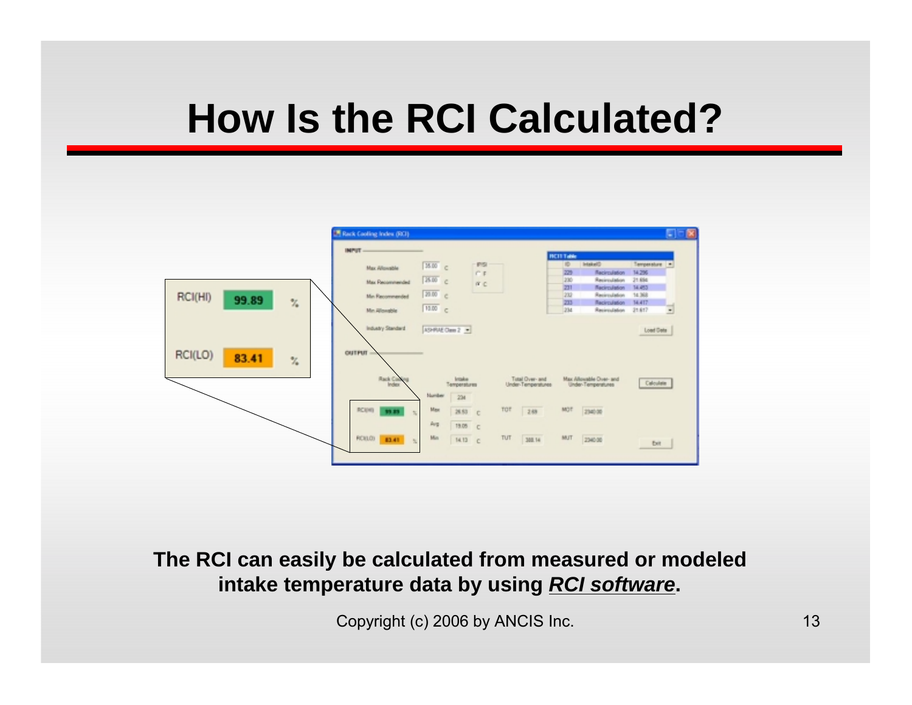# How Is the RCI Calculated?

**The RCI can easily be calculated from measured or modeled intake temperature data by using *RCI software*.**

Copyright (c) 2006 by ANCIS Inc.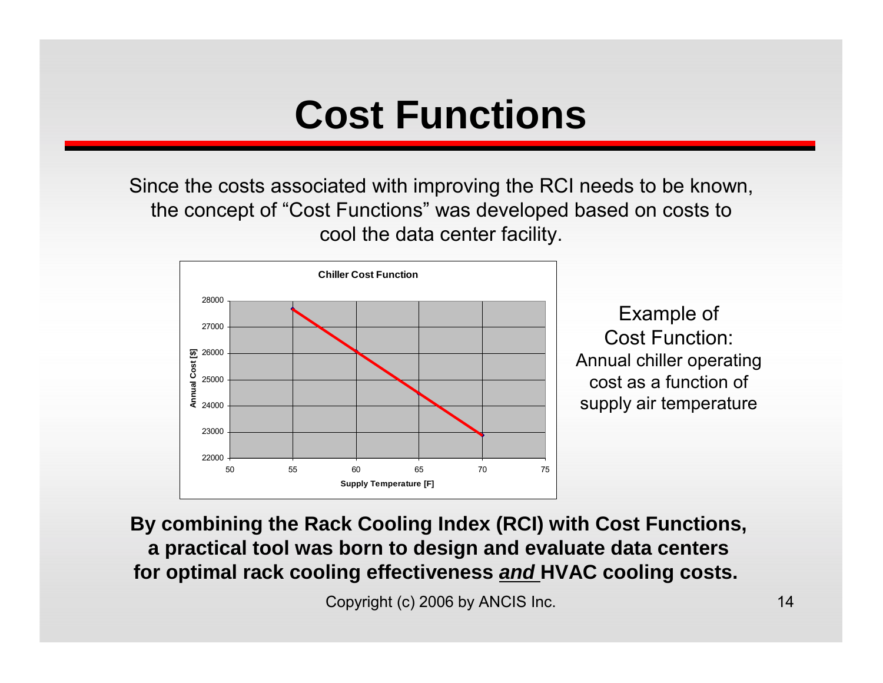# Cost Functions

Since the costs associated with improving the RCI needs to be known, the concept of "Cost Functions" was developed based on costs to cool the data center facility.

**Chiller Cost Function**

Example of Cost Function: Annual chiller operating cost as a function of supply air temperature

**By combining the Rack Cooling Index (RCI) with Cost Functions, a practical tool was born to design and evaluate data centers for optimal rack cooling effectiveness *and* HVAC cooling costs.**

Copyright (c) 2006 by ANCIS Inc.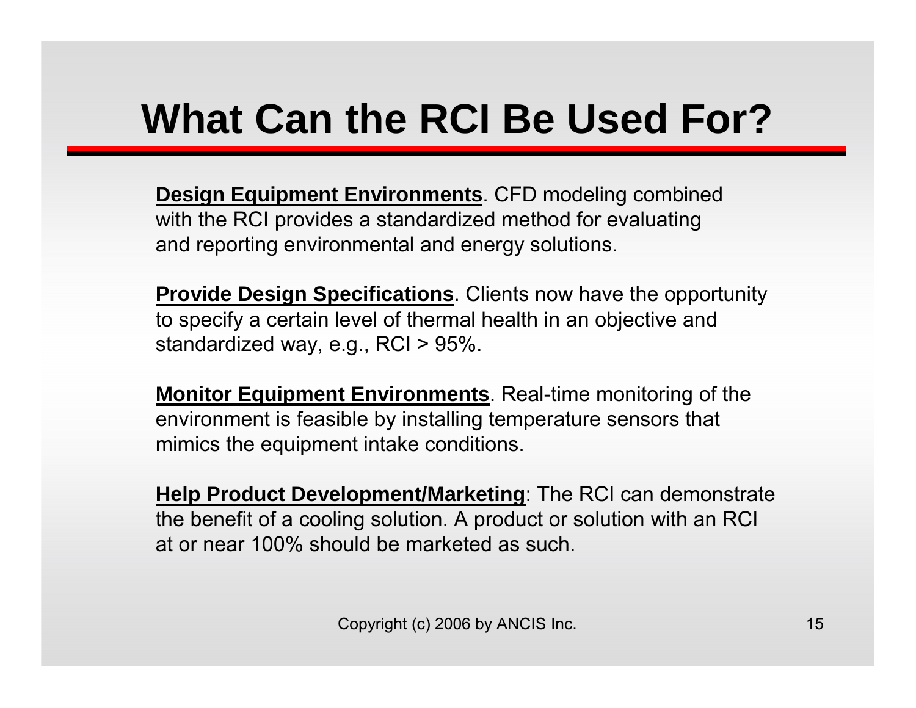# What Can the RCI Be Used For?

**Design Equipment Environments**. CFD modeling combined with the RCI provides a standardized method for evaluating and reporting environmental and energy solutions.

**Provide Design Specifications**. Clients now have the opportunity to specify a certain level of thermal health in an objective and standardized way, e.g., RCI > 95%.

**Monitor Equipment Environments**. Real-time monitoring of the environment is feasible by installing temperature sensors that mimics the equipment intake conditions.

**Help Product Development/Marketing**: The RCI can demonstrate the benefit of a cooling solution. A product or solution with an RCI at or near 100% should be marketed as such.

Copyright (c) 2006 by ANCIS Inc.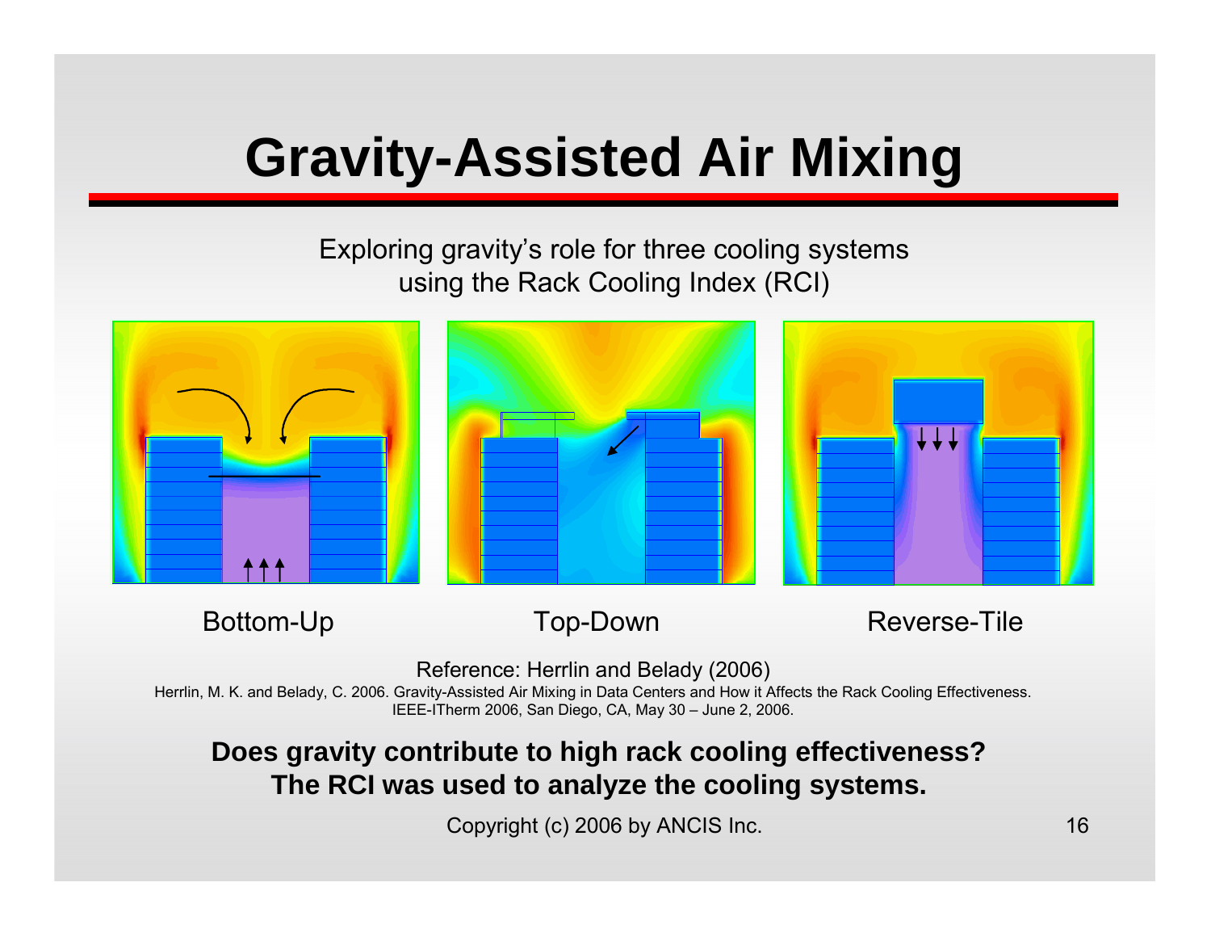# Gravity-Assisted Air Mixing

Exploring gravity's role for three cooling systems
using the Rack Cooling Index (RCI)

Bottom-Up | Top-Down | Reverse-Tile

Reference: Herrlin and Belady (2006)

Herrlin, M. K. and Belady, C. 2006. Gravity-Assisted Air Mixing in Data Centers and How it Affects the Rack Cooling Effectiveness. IEEE-ITherm 2006, San Diego, CA, May 30 – June 2, 2006.

**Does gravity contribute to high rack cooling effectiveness?**
**The RCI was used to analyze the cooling systems.**

Copyright (c) 2006 by ANCIS Inc.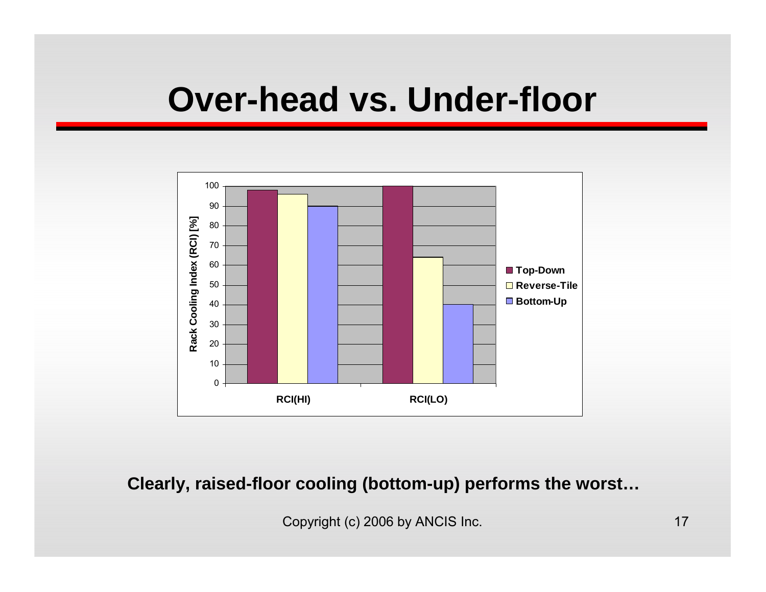# Over-head vs. Under-floor

**Clearly, raised-floor cooling (bottom-up) performs the worst…**

Copyright (c) 2006 by ANCIS Inc.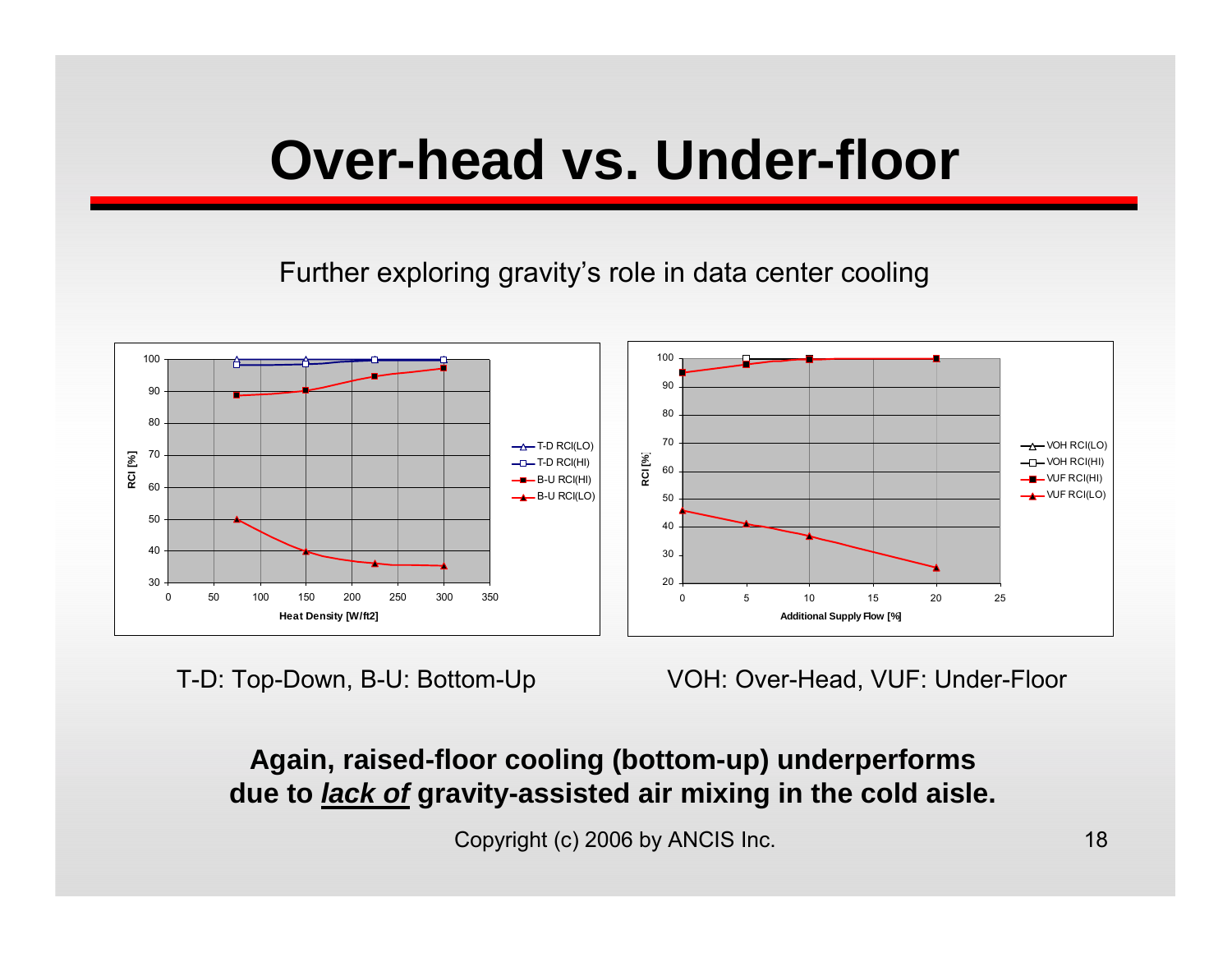# Over-head vs. Under-floor

Further exploring gravity's role in data center cooling

T-D: Top-Down, B-U: Bottom-Up

VOH: Over-Head, VUF: Under-Floor

**Again, raised-floor cooling (bottom-up) underperforms due to *lack of* gravity-assisted air mixing in the cold aisle.**

Copyright (c) 2006 by ANCIS Inc.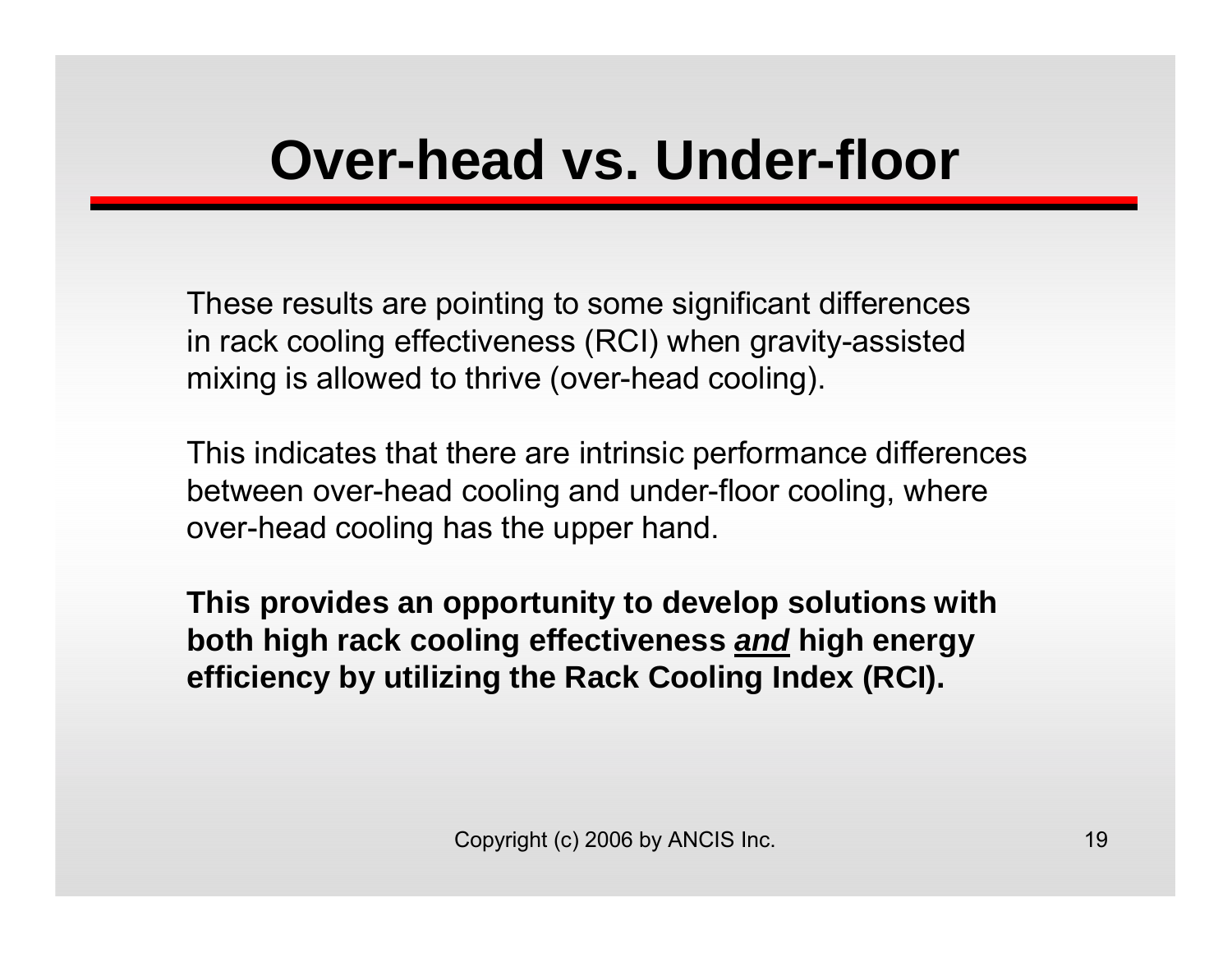# Over-head vs. Under-floor

These results are pointing to some significant differences in rack cooling effectiveness (RCI) when gravity-assisted mixing is allowed to thrive (over-head cooling).

This indicates that there are intrinsic performance differences between over-head cooling and under-floor cooling, where over-head cooling has the upper hand.

**This provides an opportunity to develop solutions with both high rack cooling effectiveness *<u>and</u>* high energy efficiency by utilizing the Rack Cooling Index (RCI).**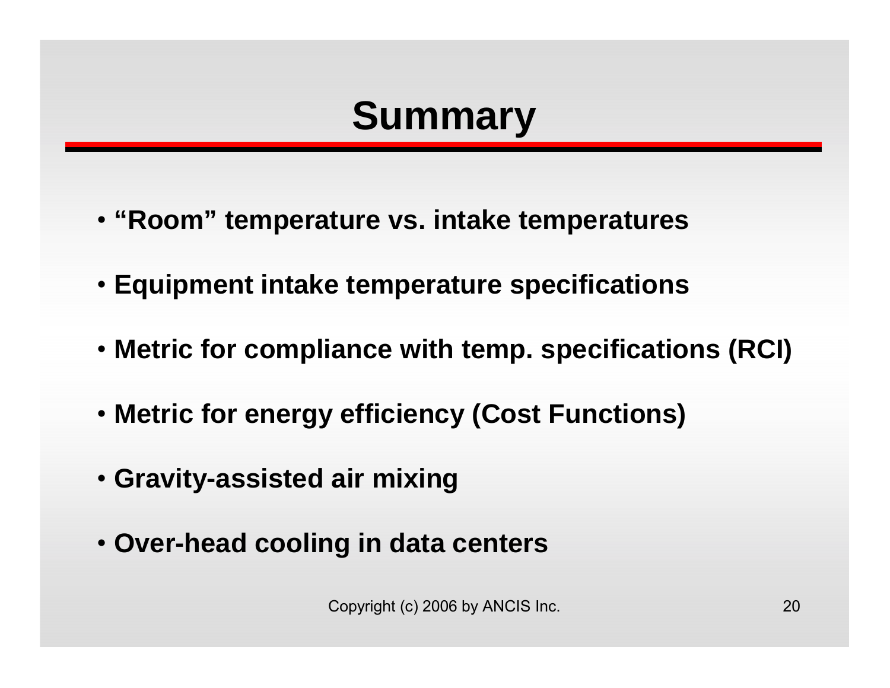# Summary

- "Room" temperature vs. intake temperatures
- Equipment intake temperature specifications
- Metric for compliance with temp. specifications (RCI)
- Metric for energy efficiency (Cost Functions)
- Gravity-assisted air mixing
- Over-head cooling in data centers

Copyright (c) 2006 by ANCIS Inc.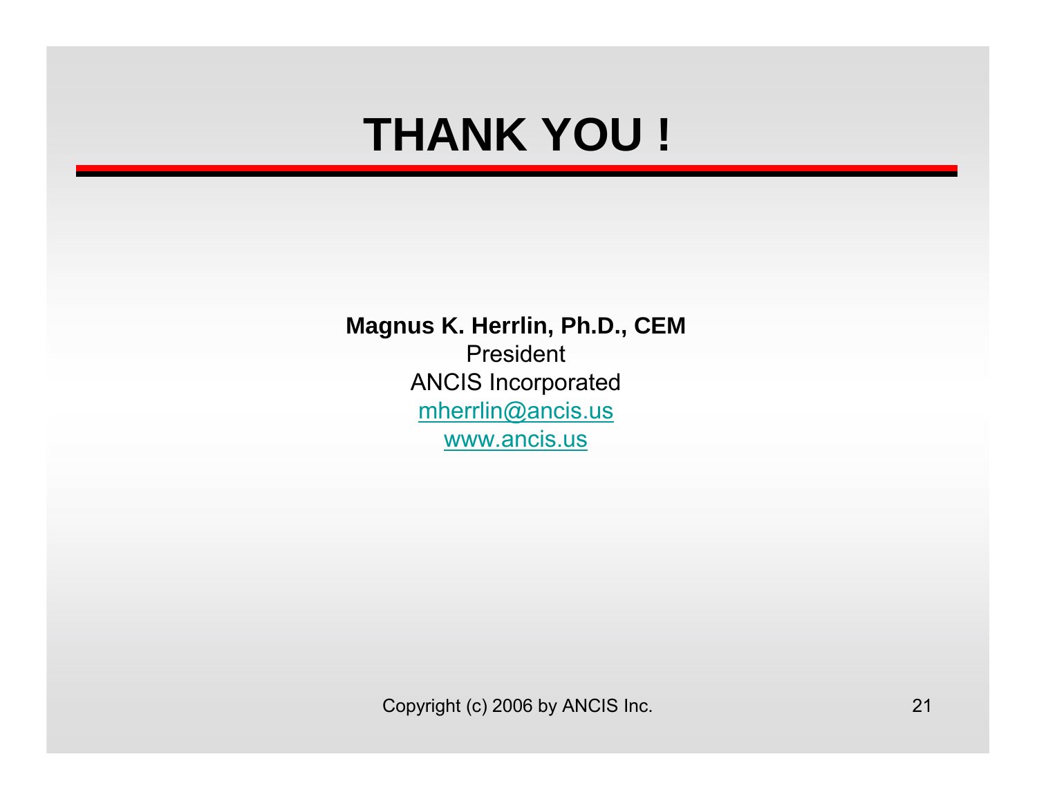# THANK YOU !

**Magnus K. Herrlin, Ph.D., CEM**
President
ANCIS Incorporated
mherrlin@ancis.us
www.ancis.us

Copyright (c) 2006 by ANCIS Inc.